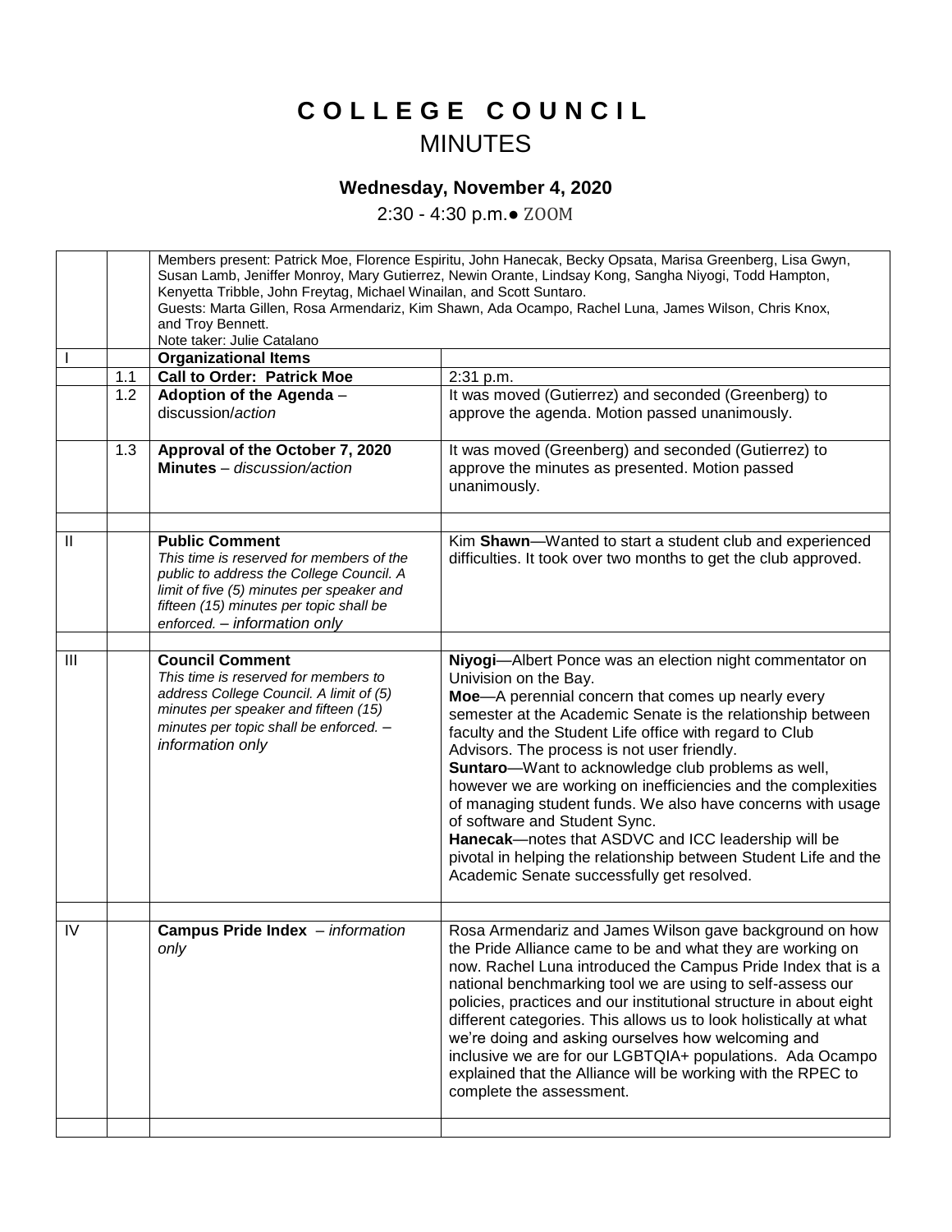# C O L L E G E C O U N C I L

## MINUTES

### Wednesday, November 4, 2020

2:30 - 4:30 p.m.● ZOOM

| | | | |
|---|---|---|---|
| | | Members present: Patrick Moe, Florence Espiritu, John Hanecak, Becky Opsata, Marisa Greenberg, Lisa Gwyn, Susan Lamb, Jeniffer Monroy, Mary Gutierrez, Newin Orante, Lindsay Kong, Sangha Niyogi, Todd Hampton, Kenyetta Tribble, John Freytag, Michael Winailan, and Scott Suntaro.<br>Guests: Marta Gillen, Rosa Armendariz, Kim Shawn, Ada Ocampo, Rachel Luna, James Wilson, Chris Knox, and Troy Bennett.<br>Note taker: Julie Catalano | |
| I | | **Organizational Items** | |
| | 1.1 | **Call to Order: Patrick Moe** | 2:31 p.m. |
| | 1.2 | **Adoption of the Agenda** – discussion/*action* | It was moved (Gutierrez) and seconded (Greenberg) to approve the agenda. Motion passed unanimously. |
| | 1.3 | **Approval of the October 7, 2020 Minutes** – *discussion/action* | It was moved (Greenberg) and seconded (Gutierrez) to approve the minutes as presented. Motion passed unanimously. |
| | | | |
| II | | **Public Comment**<br>*This time is reserved for members of the public to address the College Council. A limit of five (5) minutes per speaker and fifteen (15) minutes per topic shall be enforced. – information only* | Kim **Shawn**—Wanted to start a student club and experienced difficulties. It took over two months to get the club approved. |
| | | | |
| III | | **Council Comment**<br>*This time is reserved for members to address College Council. A limit of (5) minutes per speaker and fifteen (15) minutes per topic shall be enforced. – information only* | **Niyogi**—Albert Ponce was an election night commentator on Univision on the Bay.<br>**Moe**—A perennial concern that comes up nearly every semester at the Academic Senate is the relationship between faculty and the Student Life office with regard to Club Advisors. The process is not user friendly.<br>**Suntaro**—Want to acknowledge club problems as well, however we are working on inefficiencies and the complexities of managing student funds. We also have concerns with usage of software and Student Sync.<br>**Hanecak**—notes that ASDVC and ICC leadership will be pivotal in helping the relationship between Student Life and the Academic Senate successfully get resolved. |
| | | | |
| IV | | **Campus Pride Index** – *information only* | Rosa Armendariz and James Wilson gave background on how the Pride Alliance came to be and what they are working on now. Rachel Luna introduced the Campus Pride Index that is a national benchmarking tool we are using to self-assess our policies, practices and our institutional structure in about eight different categories. This allows us to look holistically at what we're doing and asking ourselves how welcoming and inclusive we are for our LGBTQIA+ populations. Ada Ocampo explained that the Alliance will be working with the RPEC to complete the assessment. |
| | | | |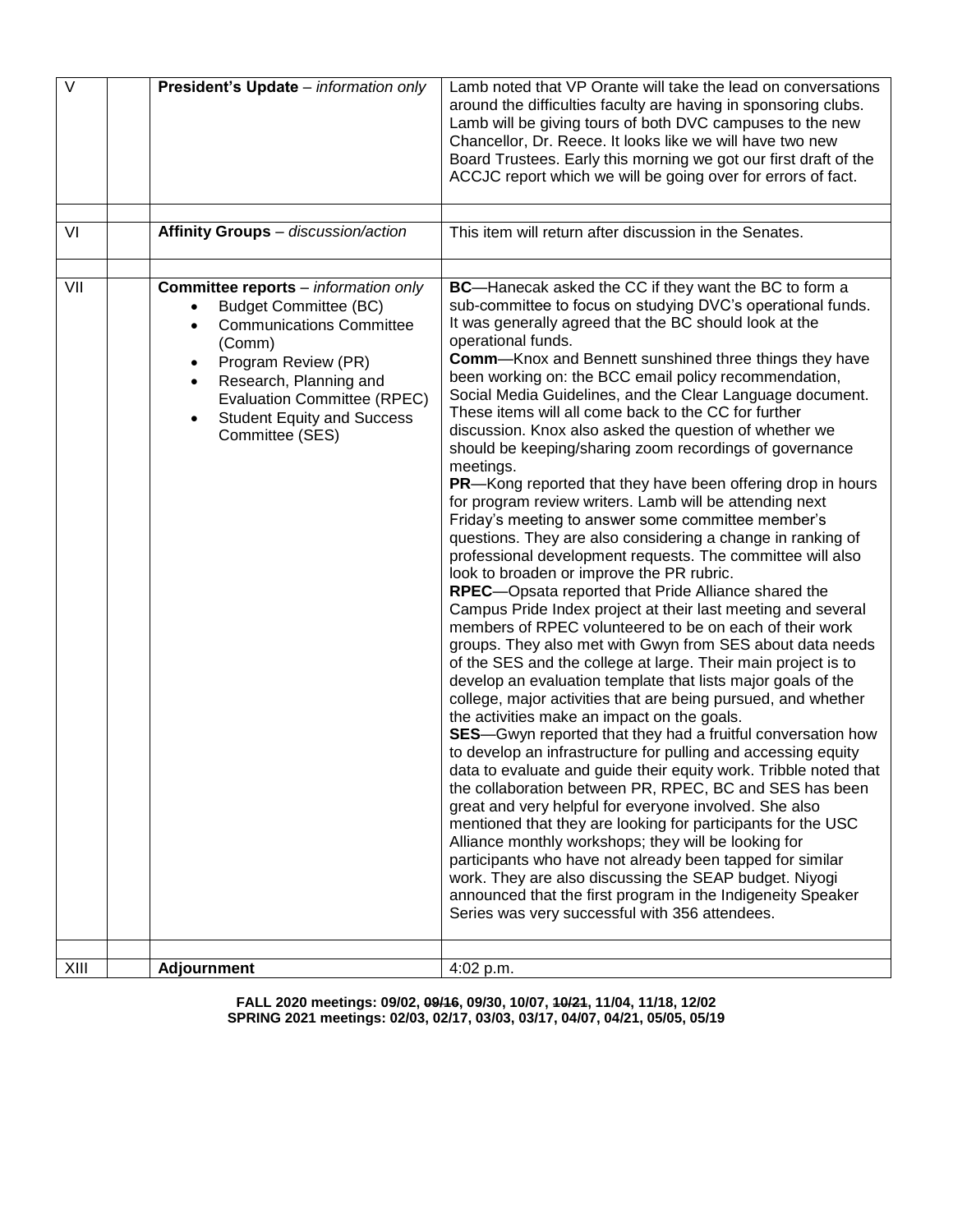| | | | |
|---|---|---|---|
| V | | **President's Update** – *information only* | Lamb noted that VP Orante will take the lead on conversations around the difficulties faculty are having in sponsoring clubs. Lamb will be giving tours of both DVC campuses to the new Chancellor, Dr. Reece. It looks like we will have two new Board Trustees. Early this morning we got our first draft of the ACCJC report which we will be going over for errors of fact. |
| | | | |
| VI | | **Affinity Groups** – *discussion/action* | This item will return after discussion in the Senates. |
| | | | |
| VII | | **Committee reports** – *information only*<br>• Budget Committee (BC)<br>• Communications Committee (Comm)<br>• Program Review (PR)<br>• Research, Planning and Evaluation Committee (RPEC)<br>• Student Equity and Success Committee (SES) | **BC**—Hanecak asked the CC if they want the BC to form a sub-committee to focus on studying DVC's operational funds. It was generally agreed that the BC should look at the operational funds.<br>**Comm**—Knox and Bennett sunshined three things they have been working on: the BCC email policy recommendation, Social Media Guidelines, and the Clear Language document. These items will all come back to the CC for further discussion. Knox also asked the question of whether we should be keeping/sharing zoom recordings of governance meetings.<br>**PR**—Kong reported that they have been offering drop in hours for program review writers. Lamb will be attending next Friday's meeting to answer some committee member's questions. They are also considering a change in ranking of professional development requests. The committee will also look to broaden or improve the PR rubric.<br>**RPEC**—Opsata reported that Pride Alliance shared the Campus Pride Index project at their last meeting and several members of RPEC volunteered to be on each of their work groups. They also met with Gwyn from SES about data needs of the SES and the college at large. Their main project is to develop an evaluation template that lists major goals of the college, major activities that are being pursued, and whether the activities make an impact on the goals.<br>**SES**—Gwyn reported that they had a fruitful conversation how to develop an infrastructure for pulling and accessing equity data to evaluate and guide their equity work. Tribble noted that the collaboration between PR, RPEC, BC and SES has been great and very helpful for everyone involved. She also mentioned that they are looking for participants for the USC Alliance monthly workshops; they will be looking for participants who have not already been tapped for similar work. They are also discussing the SEAP budget. Niyogi announced that the first program in the Indigeneity Speaker Series was very successful with 356 attendees. |
| | | | |
| XIII | | **Adjournment** | 4:02 p.m. |

**FALL 2020 meetings: 09/02, ~~09/16~~, 09/30, 10/07, ~~10/21~~, 11/04, 11/18, 12/02**
**SPRING 2021 meetings: 02/03, 02/17, 03/03, 03/17, 04/07, 04/21, 05/05, 05/19**